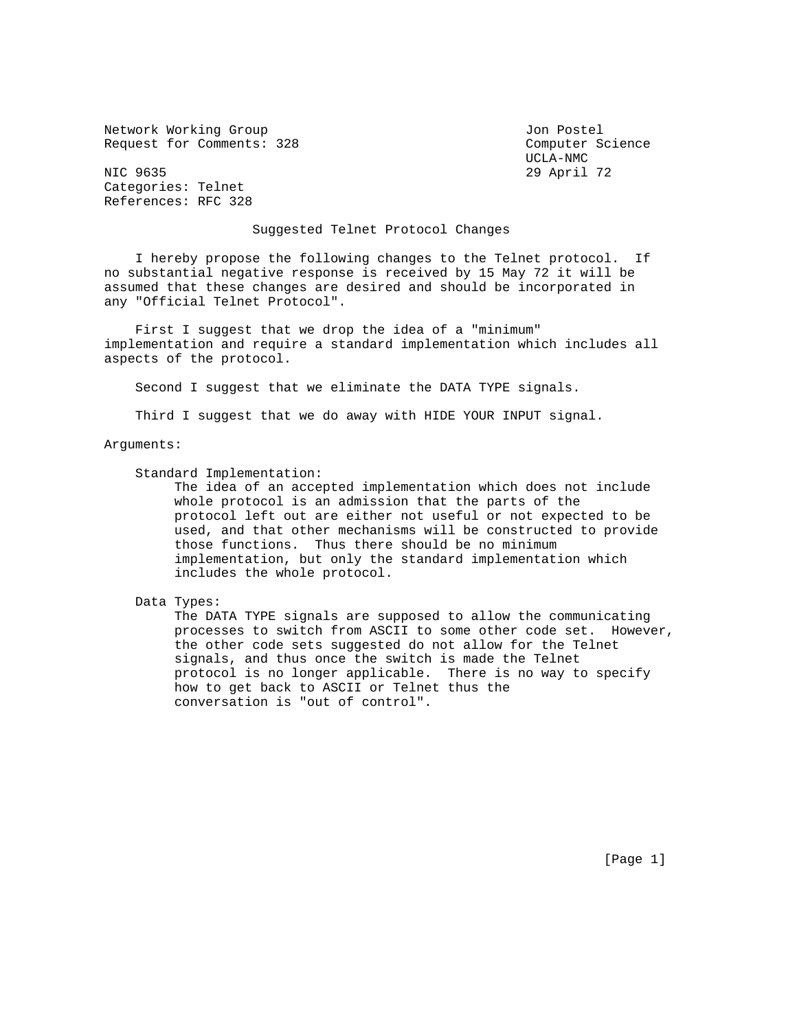Network Working Group                                    Jon Postel
Request for Comments: 328                                Computer Science
                                                         UCLA-NMC
NIC 9635                                                 29 April 72
Categories: Telnet
References: RFC 328

## Suggested Telnet Protocol Changes

I hereby propose the following changes to the Telnet protocol. If no substantial negative response is received by 15 May 72 it will be assumed that these changes are desired and should be incorporated in any "Official Telnet Protocol".

First I suggest that we drop the idea of a "minimum" implementation and require a standard implementation which includes all aspects of the protocol.

Second I suggest that we eliminate the DATA TYPE signals.

Third I suggest that we do away with HIDE YOUR INPUT signal.

Arguments:

Standard Implementation:
The idea of an accepted implementation which does not include whole protocol is an admission that the parts of the protocol left out are either not useful or not expected to be used, and that other mechanisms will be constructed to provide those functions. Thus there should be no minimum implementation, but only the standard implementation which includes the whole protocol.

Data Types:
The DATA TYPE signals are supposed to allow the communicating processes to switch from ASCII to some other code set. However, the other code sets suggested do not allow for the Telnet signals, and thus once the switch is made the Telnet protocol is no longer applicable. There is no way to specify how to get back to ASCII or Telnet thus the conversation is "out of control".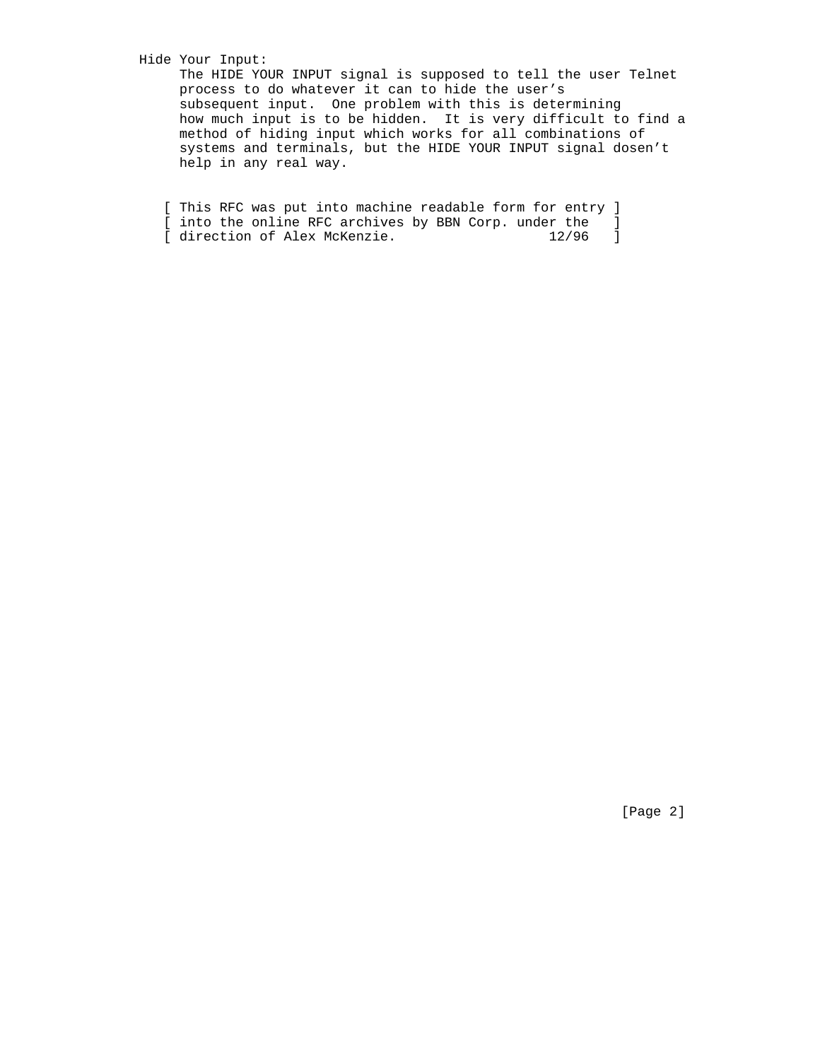Hide Your Input:

The HIDE YOUR INPUT signal is supposed to tell the user Telnet process to do whatever it can to hide the user's subsequent input. One problem with this is determining how much input is to be hidden. It is very difficult to find a method of hiding input which works for all combinations of systems and terminals, but the HIDE YOUR INPUT signal dosen't help in any real way.

```
[ This RFC was put into machine readable form for entry ]
[ into the online RFC archives by BBN Corp. under the   ]
[ direction of Alex McKenzie.                  12/96    ]
```